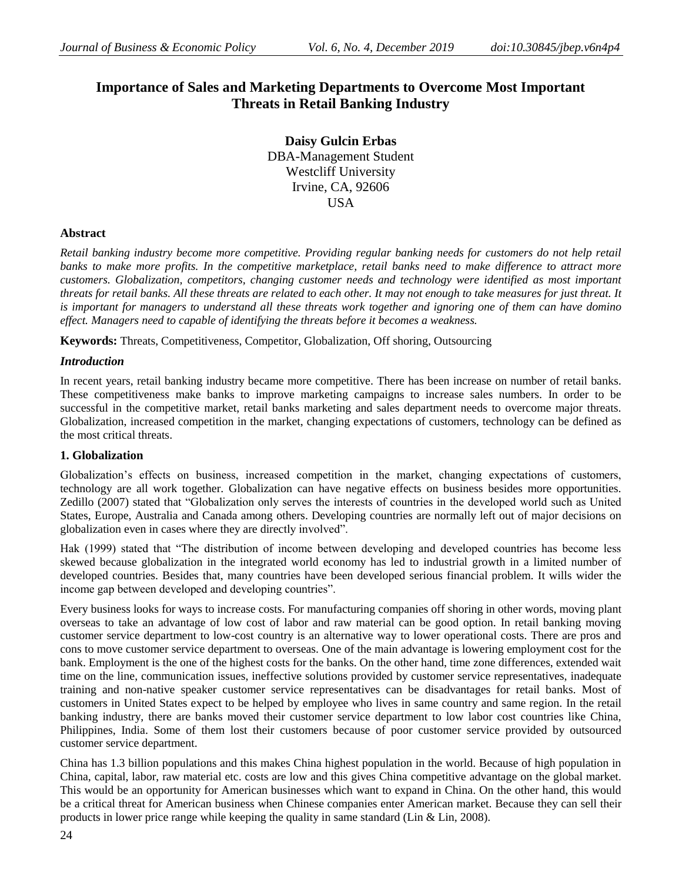# Importance of Sales and Marketing Departments to Overcome Most Important Threats in Retail Banking Industry

**Daisy Gulcin Erbas**
DBA-Management Student
Westcliff University
Irvine, CA, 92606
USA

### Abstract

*Retail banking industry become more competitive. Providing regular banking needs for customers do not help retail banks to make more profits. In the competitive marketplace, retail banks need to make difference to attract more customers. Globalization, competitors, changing customer needs and technology were identified as most important threats for retail banks. All these threats are related to each other. It may not enough to take measures for just threat. It is important for managers to understand all these threats work together and ignoring one of them can have domino effect. Managers need to capable of identifying the threats before it becomes a weakness.*

**Keywords:** Threats, Competitiveness, Competitor, Globalization, Off shoring, Outsourcing

### *Introduction*

In recent years, retail banking industry became more competitive. There has been increase on number of retail banks. These competitiveness make banks to improve marketing campaigns to increase sales numbers. In order to be successful in the competitive market, retail banks marketing and sales department needs to overcome major threats. Globalization, increased competition in the market, changing expectations of customers, technology can be defined as the most critical threats.

### 1. Globalization

Globalization's effects on business, increased competition in the market, changing expectations of customers, technology are all work together. Globalization can have negative effects on business besides more opportunities. Zedillo (2007) stated that "Globalization only serves the interests of countries in the developed world such as United States, Europe, Australia and Canada among others. Developing countries are normally left out of major decisions on globalization even in cases where they are directly involved".

Hak (1999) stated that "The distribution of income between developing and developed countries has become less skewed because globalization in the integrated world economy has led to industrial growth in a limited number of developed countries. Besides that, many countries have been developed serious financial problem. It wills wider the income gap between developed and developing countries".

Every business looks for ways to increase costs. For manufacturing companies off shoring in other words, moving plant overseas to take an advantage of low cost of labor and raw material can be good option. In retail banking moving customer service department to low-cost country is an alternative way to lower operational costs. There are pros and cons to move customer service department to overseas. One of the main advantage is lowering employment cost for the bank. Employment is the one of the highest costs for the banks. On the other hand, time zone differences, extended wait time on the line, communication issues, ineffective solutions provided by customer service representatives, inadequate training and non-native speaker customer service representatives can be disadvantages for retail banks. Most of customers in United States expect to be helped by employee who lives in same country and same region. In the retail banking industry, there are banks moved their customer service department to low labor cost countries like China, Philippines, India. Some of them lost their customers because of poor customer service provided by outsourced customer service department.

China has 1.3 billion populations and this makes China highest population in the world. Because of high population in China, capital, labor, raw material etc. costs are low and this gives China competitive advantage on the global market. This would be an opportunity for American businesses which want to expand in China. On the other hand, this would be a critical threat for American business when Chinese companies enter American market. Because they can sell their products in lower price range while keeping the quality in same standard (Lin & Lin, 2008).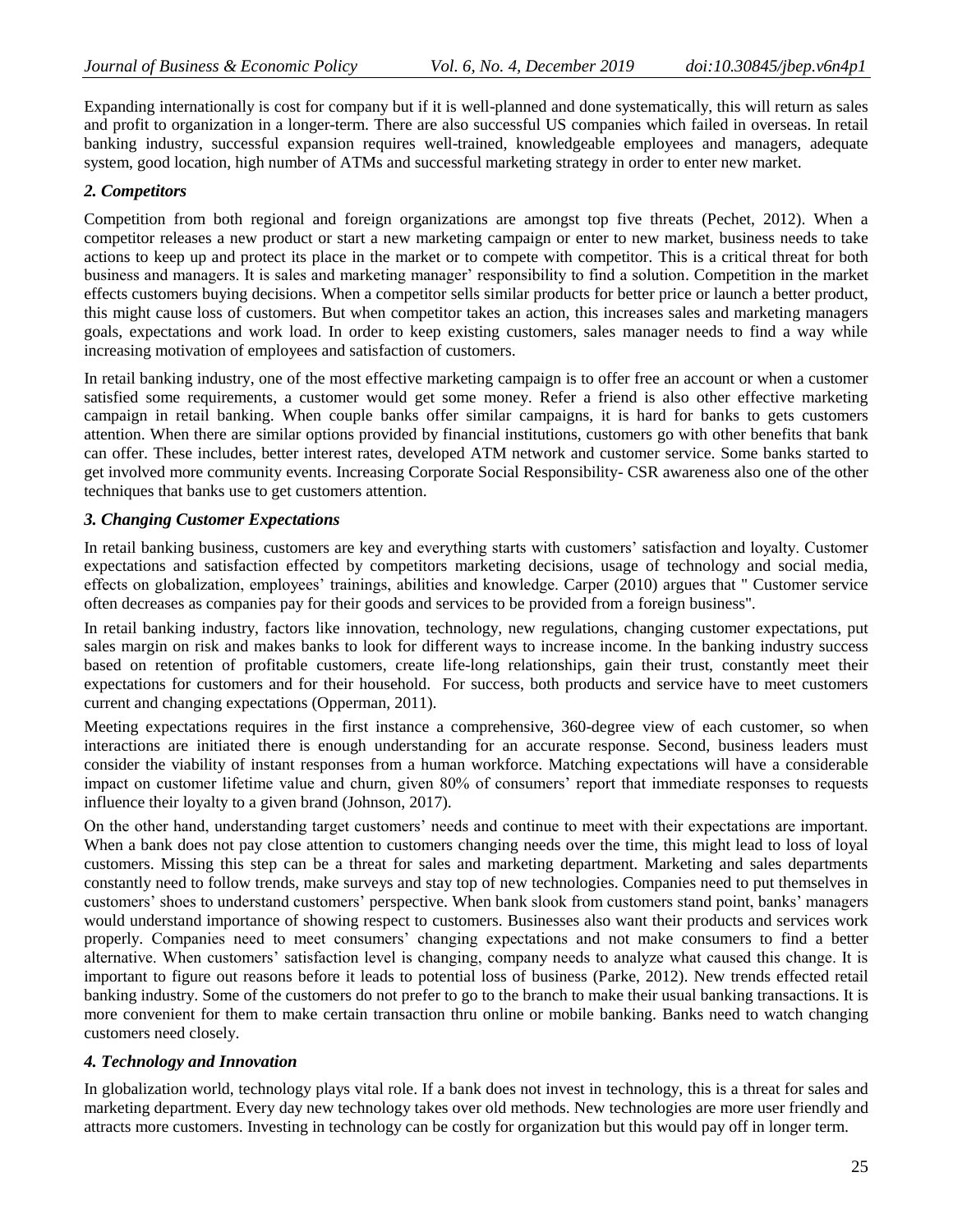Expanding internationally is cost for company but if it is well-planned and done systematically, this will return as sales and profit to organization in a longer-term. There are also successful US companies which failed in overseas. In retail banking industry, successful expansion requires well-trained, knowledgeable employees and managers, adequate system, good location, high number of ATMs and successful marketing strategy in order to enter new market.

### *2. Competitors*

Competition from both regional and foreign organizations are amongst top five threats (Pechet, 2012). When a competitor releases a new product or start a new marketing campaign or enter to new market, business needs to take actions to keep up and protect its place in the market or to compete with competitor. This is a critical threat for both business and managers. It is sales and marketing manager' responsibility to find a solution. Competition in the market effects customers buying decisions. When a competitor sells similar products for better price or launch a better product, this might cause loss of customers. But when competitor takes an action, this increases sales and marketing managers goals, expectations and work load. In order to keep existing customers, sales manager needs to find a way while increasing motivation of employees and satisfaction of customers.

In retail banking industry, one of the most effective marketing campaign is to offer free an account or when a customer satisfied some requirements, a customer would get some money. Refer a friend is also other effective marketing campaign in retail banking. When couple banks offer similar campaigns, it is hard for banks to gets customers attention. When there are similar options provided by financial institutions, customers go with other benefits that bank can offer. These includes, better interest rates, developed ATM network and customer service. Some banks started to get involved more community events. Increasing Corporate Social Responsibility- CSR awareness also one of the other techniques that banks use to get customers attention.

### *3. Changing Customer Expectations*

In retail banking business, customers are key and everything starts with customers' satisfaction and loyalty. Customer expectations and satisfaction effected by competitors marketing decisions, usage of technology and social media, effects on globalization, employees' trainings, abilities and knowledge. Carper (2010) argues that " Customer service often decreases as companies pay for their goods and services to be provided from a foreign business".

In retail banking industry, factors like innovation, technology, new regulations, changing customer expectations, put sales margin on risk and makes banks to look for different ways to increase income. In the banking industry success based on retention of profitable customers, create life-long relationships, gain their trust, constantly meet their expectations for customers and for their household. For success, both products and service have to meet customers current and changing expectations (Opperman, 2011).

Meeting expectations requires in the first instance a comprehensive, 360-degree view of each customer, so when interactions are initiated there is enough understanding for an accurate response. Second, business leaders must consider the viability of instant responses from a human workforce. Matching expectations will have a considerable impact on customer lifetime value and churn, given 80% of consumers' report that immediate responses to requests influence their loyalty to a given brand (Johnson, 2017).

On the other hand, understanding target customers' needs and continue to meet with their expectations are important. When a bank does not pay close attention to customers changing needs over the time, this might lead to loss of loyal customers. Missing this step can be a threat for sales and marketing department. Marketing and sales departments constantly need to follow trends, make surveys and stay top of new technologies. Companies need to put themselves in customers' shoes to understand customers' perspective. When bank slook from customers stand point, banks' managers would understand importance of showing respect to customers. Businesses also want their products and services work properly. Companies need to meet consumers' changing expectations and not make consumers to find a better alternative. When customers' satisfaction level is changing, company needs to analyze what caused this change. It is important to figure out reasons before it leads to potential loss of business (Parke, 2012). New trends effected retail banking industry. Some of the customers do not prefer to go to the branch to make their usual banking transactions. It is more convenient for them to make certain transaction thru online or mobile banking. Banks need to watch changing customers need closely.

### *4. Technology and Innovation*

In globalization world, technology plays vital role. If a bank does not invest in technology, this is a threat for sales and marketing department. Every day new technology takes over old methods. New technologies are more user friendly and attracts more customers. Investing in technology can be costly for organization but this would pay off in longer term.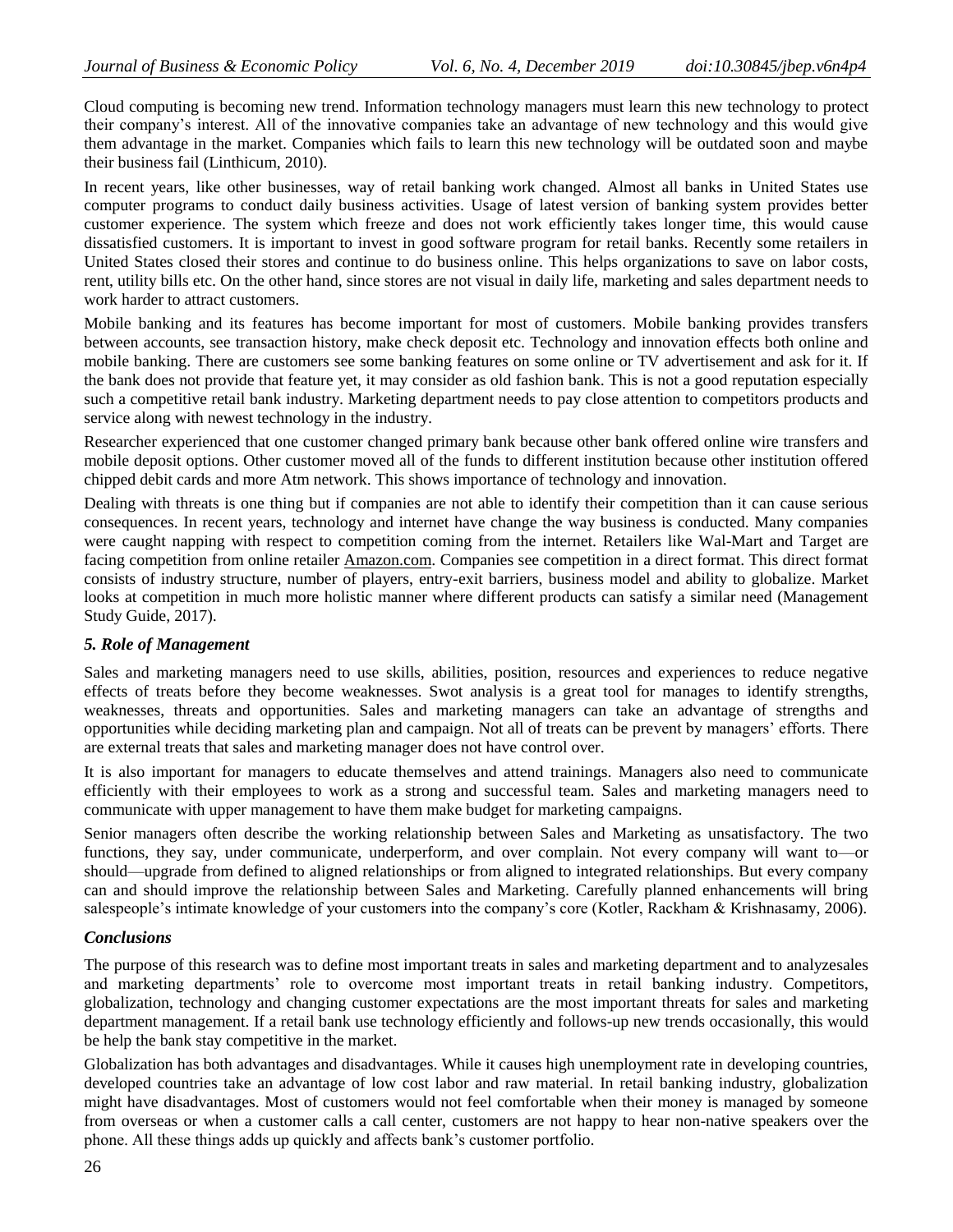Cloud computing is becoming new trend. Information technology managers must learn this new technology to protect their company's interest. All of the innovative companies take an advantage of new technology and this would give them advantage in the market. Companies which fails to learn this new technology will be outdated soon and maybe their business fail (Linthicum, 2010).

In recent years, like other businesses, way of retail banking work changed. Almost all banks in United States use computer programs to conduct daily business activities. Usage of latest version of banking system provides better customer experience. The system which freeze and does not work efficiently takes longer time, this would cause dissatisfied customers. It is important to invest in good software program for retail banks. Recently some retailers in United States closed their stores and continue to do business online. This helps organizations to save on labor costs, rent, utility bills etc. On the other hand, since stores are not visual in daily life, marketing and sales department needs to work harder to attract customers.

Mobile banking and its features has become important for most of customers. Mobile banking provides transfers between accounts, see transaction history, make check deposit etc. Technology and innovation effects both online and mobile banking. There are customers see some banking features on some online or TV advertisement and ask for it. If the bank does not provide that feature yet, it may consider as old fashion bank. This is not a good reputation especially such a competitive retail bank industry. Marketing department needs to pay close attention to competitors products and service along with newest technology in the industry.

Researcher experienced that one customer changed primary bank because other bank offered online wire transfers and mobile deposit options. Other customer moved all of the funds to different institution because other institution offered chipped debit cards and more Atm network. This shows importance of technology and innovation.

Dealing with threats is one thing but if companies are not able to identify their competition than it can cause serious consequences. In recent years, technology and internet have change the way business is conducted. Many companies were caught napping with respect to competition coming from the internet. Retailers like Wal-Mart and Target are facing competition from online retailer Amazon.com. Companies see competition in a direct format. This direct format consists of industry structure, number of players, entry-exit barriers, business model and ability to globalize. Market looks at competition in much more holistic manner where different products can satisfy a similar need (Management Study Guide, 2017).

### *5. Role of Management*

Sales and marketing managers need to use skills, abilities, position, resources and experiences to reduce negative effects of treats before they become weaknesses. Swot analysis is a great tool for manages to identify strengths, weaknesses, threats and opportunities. Sales and marketing managers can take an advantage of strengths and opportunities while deciding marketing plan and campaign. Not all of treats can be prevent by managers' efforts. There are external treats that sales and marketing manager does not have control over.

It is also important for managers to educate themselves and attend trainings. Managers also need to communicate efficiently with their employees to work as a strong and successful team. Sales and marketing managers need to communicate with upper management to have them make budget for marketing campaigns.

Senior managers often describe the working relationship between Sales and Marketing as unsatisfactory. The two functions, they say, under communicate, underperform, and over complain. Not every company will want to—or should—upgrade from defined to aligned relationships or from aligned to integrated relationships. But every company can and should improve the relationship between Sales and Marketing. Carefully planned enhancements will bring salespeople's intimate knowledge of your customers into the company's core (Kotler, Rackham & Krishnasamy, 2006).

### *Conclusions*

The purpose of this research was to define most important treats in sales and marketing department and to analyzesales and marketing departments' role to overcome most important treats in retail banking industry. Competitors, globalization, technology and changing customer expectations are the most important threats for sales and marketing department management. If a retail bank use technology efficiently and follows-up new trends occasionally, this would be help the bank stay competitive in the market.

Globalization has both advantages and disadvantages. While it causes high unemployment rate in developing countries, developed countries take an advantage of low cost labor and raw material. In retail banking industry, globalization might have disadvantages. Most of customers would not feel comfortable when their money is managed by someone from overseas or when a customer calls a call center, customers are not happy to hear non-native speakers over the phone. All these things adds up quickly and affects bank's customer portfolio.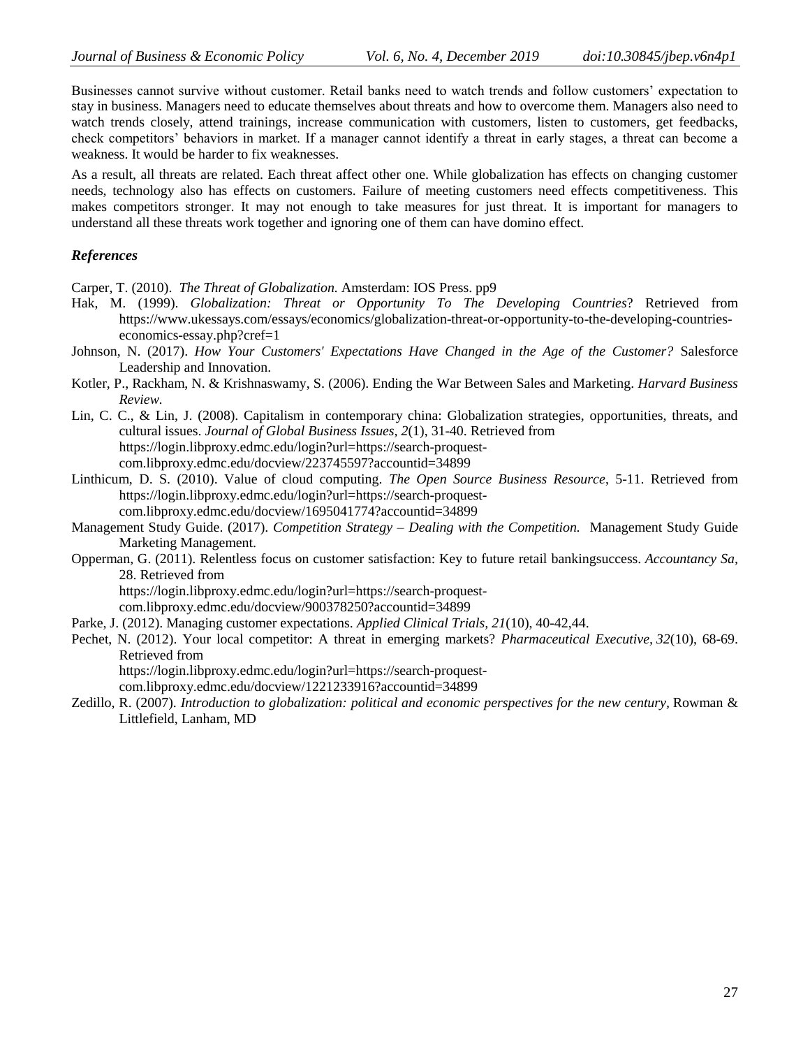Businesses cannot survive without customer. Retail banks need to watch trends and follow customers' expectation to stay in business. Managers need to educate themselves about threats and how to overcome them. Managers also need to watch trends closely, attend trainings, increase communication with customers, listen to customers, get feedbacks, check competitors' behaviors in market. If a manager cannot identify a threat in early stages, a threat can become a weakness. It would be harder to fix weaknesses.

As a result, all threats are related. Each threat affect other one. While globalization has effects on changing customer needs, technology also has effects on customers. Failure of meeting customers need effects competitiveness. This makes competitors stronger. It may not enough to take measures for just threat. It is important for managers to understand all these threats work together and ignoring one of them can have domino effect.

### *References*

Carper, T. (2010). *The Threat of Globalization.* Amsterdam: IOS Press. pp9

Hak, M. (1999). *Globalization: Threat or Opportunity To The Developing Countries*? Retrieved from https://www.ukessays.com/essays/economics/globalization-threat-or-opportunity-to-the-developing-countries-economics-essay.php?cref=1

Johnson, N. (2017). *How Your Customers' Expectations Have Changed in the Age of the Customer?* Salesforce Leadership and Innovation.

Kotler, P., Rackham, N. & Krishnaswamy, S. (2006). Ending the War Between Sales and Marketing. *Harvard Business Review.*

Lin, C. C., & Lin, J. (2008). Capitalism in contemporary china: Globalization strategies, opportunities, threats, and cultural issues. *Journal of Global Business Issues, 2*(1), 31-40. Retrieved from https://login.libproxy.edmc.edu/login?url=https://search-proquest-com.libproxy.edmc.edu/docview/223745597?accountid=34899

Linthicum, D. S. (2010). Value of cloud computing. *The Open Source Business Resource*, 5-11. Retrieved from https://login.libproxy.edmc.edu/login?url=https://search-proquest-com.libproxy.edmc.edu/docview/1695041774?accountid=34899

Management Study Guide. (2017). *Competition Strategy – Dealing with the Competition.* Management Study Guide Marketing Management.

Opperman, G. (2011). Relentless focus on customer satisfaction: Key to future retail bankingsuccess. *Accountancy Sa*, 28. Retrieved from https://login.libproxy.edmc.edu/login?url=https://search-proquest-com.libproxy.edmc.edu/docview/900378250?accountid=34899

Parke, J. (2012). Managing customer expectations. *Applied Clinical Trials, 21*(10), 40-42,44.

Pechet, N. (2012). Your local competitor: A threat in emerging markets? *Pharmaceutical Executive, 32*(10), 68-69. Retrieved from https://login.libproxy.edmc.edu/login?url=https://search-proquest-com.libproxy.edmc.edu/docview/1221233916?accountid=34899

Zedillo, R. (2007). *Introduction to globalization: political and economic perspectives for the new century,* Rowman & Littlefield, Lanham, MD